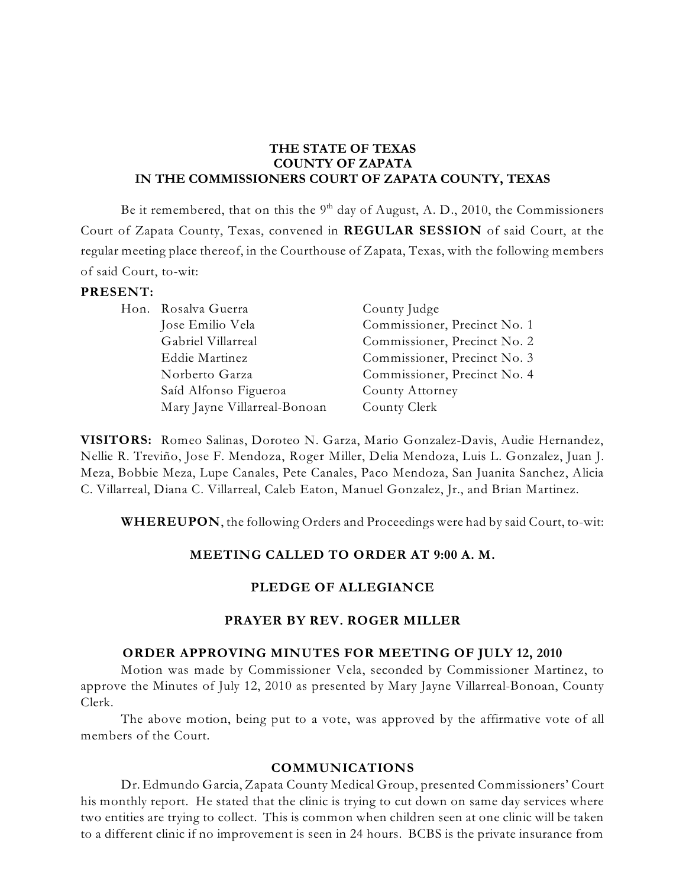**THE STATE OF TEXAS**
**COUNTY OF ZAPATA**
**IN THE COMMISSIONERS COURT OF ZAPATA COUNTY, TEXAS**

Be it remembered, that on this the 9th day of August, A. D., 2010, the Commissioners Court of Zapata County, Texas, convened in **REGULAR SESSION** of said Court, at the regular meeting place thereof, in the Courthouse of Zapata, Texas, with the following members of said Court, to-wit:

**PRESENT:**

| | |
|---|---|
| Hon. Rosalva Guerra | County Judge |
| Jose Emilio Vela | Commissioner, Precinct No. 1 |
| Gabriel Villarreal | Commissioner, Precinct No. 2 |
| Eddie Martinez | Commissioner, Precinct No. 3 |
| Norberto Garza | Commissioner, Precinct No. 4 |
| Saíd Alfonso Figueroa | County Attorney |
| Mary Jayne Villarreal-Bonoan | County Clerk |

**VISITORS:** Romeo Salinas, Doroteo N. Garza, Mario Gonzalez-Davis, Audie Hernandez, Nellie R. Treviño, Jose F. Mendoza, Roger Miller, Delia Mendoza, Luis L. Gonzalez, Juan J. Meza, Bobbie Meza, Lupe Canales, Pete Canales, Paco Mendoza, San Juanita Sanchez, Alicia C. Villarreal, Diana C. Villarreal, Caleb Eaton, Manuel Gonzalez, Jr., and Brian Martinez.

**WHEREUPON**, the following Orders and Proceedings were had by said Court, to-wit:

**MEETING CALLED TO ORDER AT 9:00 A. M.**

**PLEDGE OF ALLEGIANCE**

**PRAYER BY REV. ROGER MILLER**

**ORDER APPROVING MINUTES FOR MEETING OF JULY 12, 2010**

Motion was made by Commissioner Vela, seconded by Commissioner Martinez, to approve the Minutes of July 12, 2010 as presented by Mary Jayne Villarreal-Bonoan, County Clerk.

The above motion, being put to a vote, was approved by the affirmative vote of all members of the Court.

**COMMUNICATIONS**

Dr. Edmundo Garcia, Zapata County Medical Group, presented Commissioners' Court his monthly report. He stated that the clinic is trying to cut down on same day services where two entities are trying to collect. This is common when children seen at one clinic will be taken to a different clinic if no improvement is seen in 24 hours. BCBS is the private insurance from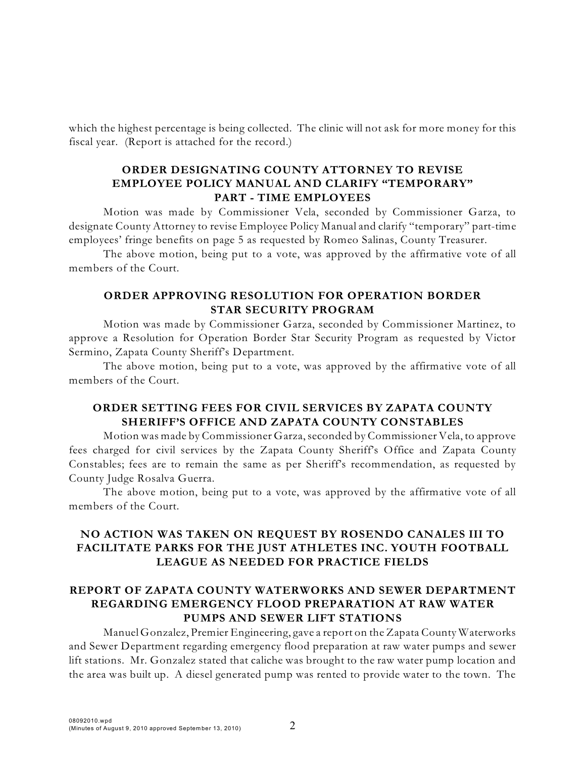which the highest percentage is being collected. The clinic will not ask for more money for this fiscal year. (Report is attached for the record.)

## ORDER DESIGNATING COUNTY ATTORNEY TO REVISE EMPLOYEE POLICY MANUAL AND CLARIFY "TEMPORARY" PART - TIME EMPLOYEES

Motion was made by Commissioner Vela, seconded by Commissioner Garza, to designate County Attorney to revise Employee Policy Manual and clarify "temporary" part-time employees' fringe benefits on page 5 as requested by Romeo Salinas, County Treasurer.

The above motion, being put to a vote, was approved by the affirmative vote of all members of the Court.

## ORDER APPROVING RESOLUTION FOR OPERATION BORDER STAR SECURITY PROGRAM

Motion was made by Commissioner Garza, seconded by Commissioner Martinez, to approve a Resolution for Operation Border Star Security Program as requested by Victor Sermino, Zapata County Sheriff's Department.

The above motion, being put to a vote, was approved by the affirmative vote of all members of the Court.

## ORDER SETTING FEES FOR CIVIL SERVICES BY ZAPATA COUNTY SHERIFF'S OFFICE AND ZAPATA COUNTY CONSTABLES

Motion was made by Commissioner Garza, seconded by Commissioner Vela, to approve fees charged for civil services by the Zapata County Sheriff's Office and Zapata County Constables; fees are to remain the same as per Sheriff's recommendation, as requested by County Judge Rosalva Guerra.

The above motion, being put to a vote, was approved by the affirmative vote of all members of the Court.

## NO ACTION WAS TAKEN ON REQUEST BY ROSENDO CANALES III TO FACILITATE PARKS FOR THE JUST ATHLETES INC. YOUTH FOOTBALL LEAGUE AS NEEDED FOR PRACTICE FIELDS

## REPORT OF ZAPATA COUNTY WATERWORKS AND SEWER DEPARTMENT REGARDING EMERGENCY FLOOD PREPARATION AT RAW WATER PUMPS AND SEWER LIFT STATIONS

Manuel Gonzalez, Premier Engineering, gave a report on the Zapata County Waterworks and Sewer Department regarding emergency flood preparation at raw water pumps and sewer lift stations. Mr. Gonzalez stated that caliche was brought to the raw water pump location and the area was built up. A diesel generated pump was rented to provide water to the town. The

08092010.wpd
(Minutes of August 9, 2010 approved September 13, 2010)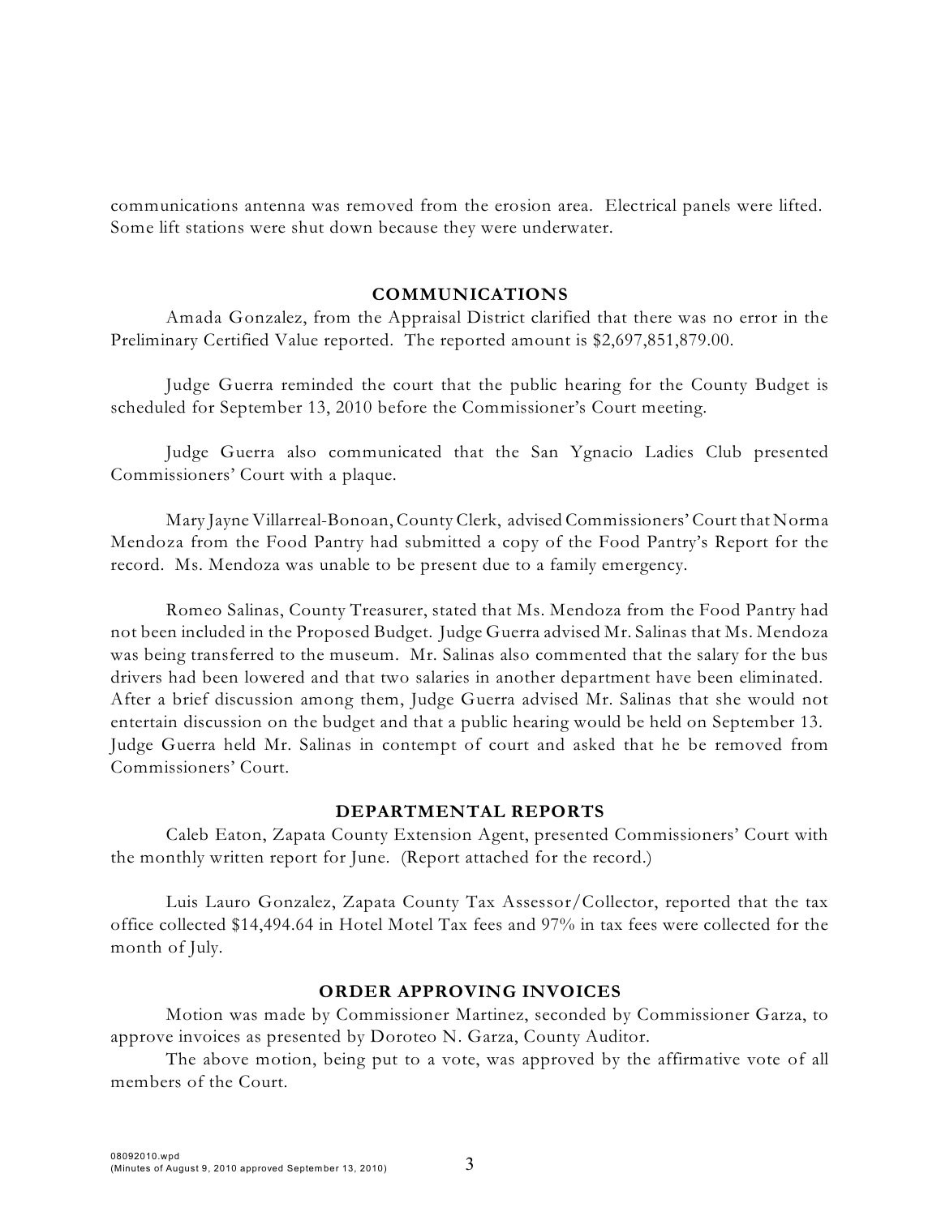communications antenna was removed from the erosion area. Electrical panels were lifted. Some lift stations were shut down because they were underwater.

## COMMUNICATIONS

Amada Gonzalez, from the Appraisal District clarified that there was no error in the Preliminary Certified Value reported. The reported amount is $2,697,851,879.00.

Judge Guerra reminded the court that the public hearing for the County Budget is scheduled for September 13, 2010 before the Commissioner's Court meeting.

Judge Guerra also communicated that the San Ygnacio Ladies Club presented Commissioners' Court with a plaque.

Mary Jayne Villarreal-Bonoan, County Clerk, advised Commissioners' Court that Norma Mendoza from the Food Pantry had submitted a copy of the Food Pantry's Report for the record. Ms. Mendoza was unable to be present due to a family emergency.

Romeo Salinas, County Treasurer, stated that Ms. Mendoza from the Food Pantry had not been included in the Proposed Budget. Judge Guerra advised Mr. Salinas that Ms. Mendoza was being transferred to the museum. Mr. Salinas also commented that the salary for the bus drivers had been lowered and that two salaries in another department have been eliminated. After a brief discussion among them, Judge Guerra advised Mr. Salinas that she would not entertain discussion on the budget and that a public hearing would be held on September 13. Judge Guerra held Mr. Salinas in contempt of court and asked that he be removed from Commissioners' Court.

## DEPARTMENTAL REPORTS

Caleb Eaton, Zapata County Extension Agent, presented Commissioners' Court with the monthly written report for June. (Report attached for the record.)

Luis Lauro Gonzalez, Zapata County Tax Assessor/Collector, reported that the tax office collected $14,494.64 in Hotel Motel Tax fees and 97% in tax fees were collected for the month of July.

## ORDER APPROVING INVOICES

Motion was made by Commissioner Martinez, seconded by Commissioner Garza, to approve invoices as presented by Doroteo N. Garza, County Auditor.

The above motion, being put to a vote, was approved by the affirmative vote of all members of the Court.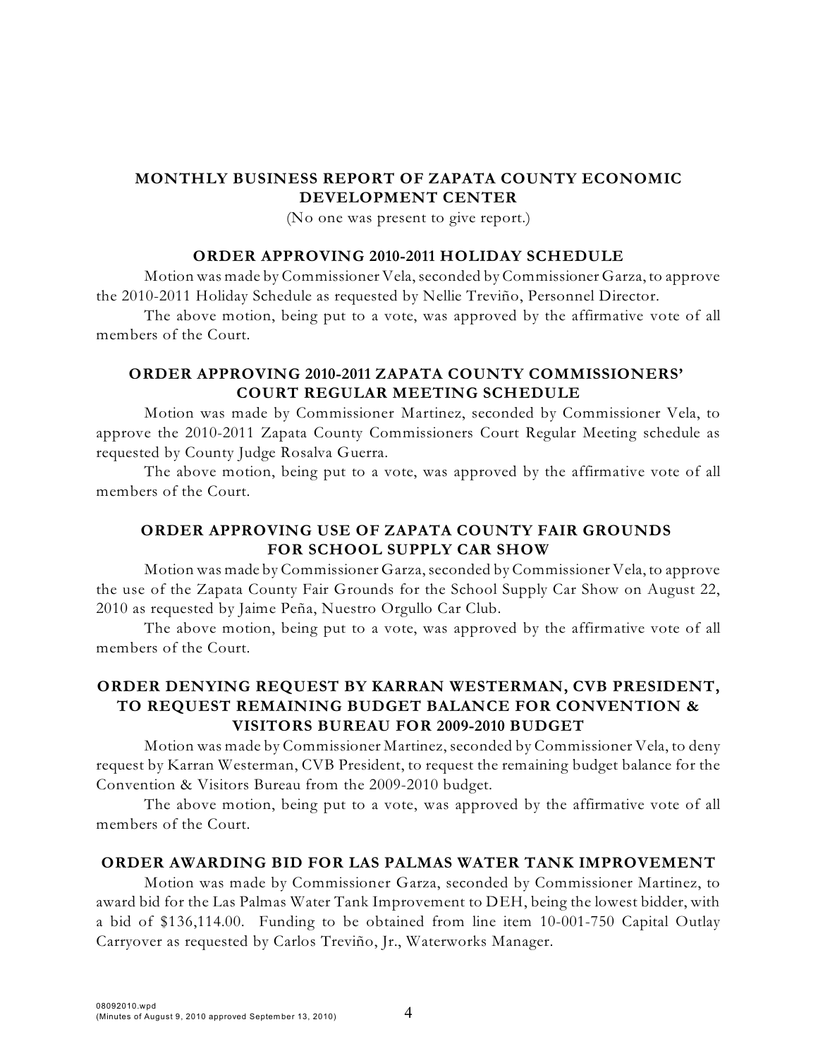## MONTHLY BUSINESS REPORT OF ZAPATA COUNTY ECONOMIC DEVELOPMENT CENTER

(No one was present to give report.)

## ORDER APPROVING 2010-2011 HOLIDAY SCHEDULE

Motion was made by Commissioner Vela, seconded by Commissioner Garza, to approve the 2010-2011 Holiday Schedule as requested by Nellie Treviño, Personnel Director.

The above motion, being put to a vote, was approved by the affirmative vote of all members of the Court.

## ORDER APPROVING 2010-2011 ZAPATA COUNTY COMMISSIONERS' COURT REGULAR MEETING SCHEDULE

Motion was made by Commissioner Martinez, seconded by Commissioner Vela, to approve the 2010-2011 Zapata County Commissioners Court Regular Meeting schedule as requested by County Judge Rosalva Guerra.

The above motion, being put to a vote, was approved by the affirmative vote of all members of the Court.

## ORDER APPROVING USE OF ZAPATA COUNTY FAIR GROUNDS FOR SCHOOL SUPPLY CAR SHOW

Motion was made by Commissioner Garza, seconded by Commissioner Vela, to approve the use of the Zapata County Fair Grounds for the School Supply Car Show on August 22, 2010 as requested by Jaime Peña, Nuestro Orgullo Car Club.

The above motion, being put to a vote, was approved by the affirmative vote of all members of the Court.

## ORDER DENYING REQUEST BY KARRAN WESTERMAN, CVB PRESIDENT, TO REQUEST REMAINING BUDGET BALANCE FOR CONVENTION & VISITORS BUREAU FOR 2009-2010 BUDGET

Motion was made by Commissioner Martinez, seconded by Commissioner Vela, to deny request by Karran Westerman, CVB President, to request the remaining budget balance for the Convention & Visitors Bureau from the 2009-2010 budget.

The above motion, being put to a vote, was approved by the affirmative vote of all members of the Court.

## ORDER AWARDING BID FOR LAS PALMAS WATER TANK IMPROVEMENT

Motion was made by Commissioner Garza, seconded by Commissioner Martinez, to award bid for the Las Palmas Water Tank Improvement to DEH, being the lowest bidder, with a bid of $136,114.00. Funding to be obtained from line item 10-001-750 Capital Outlay Carryover as requested by Carlos Treviño, Jr., Waterworks Manager.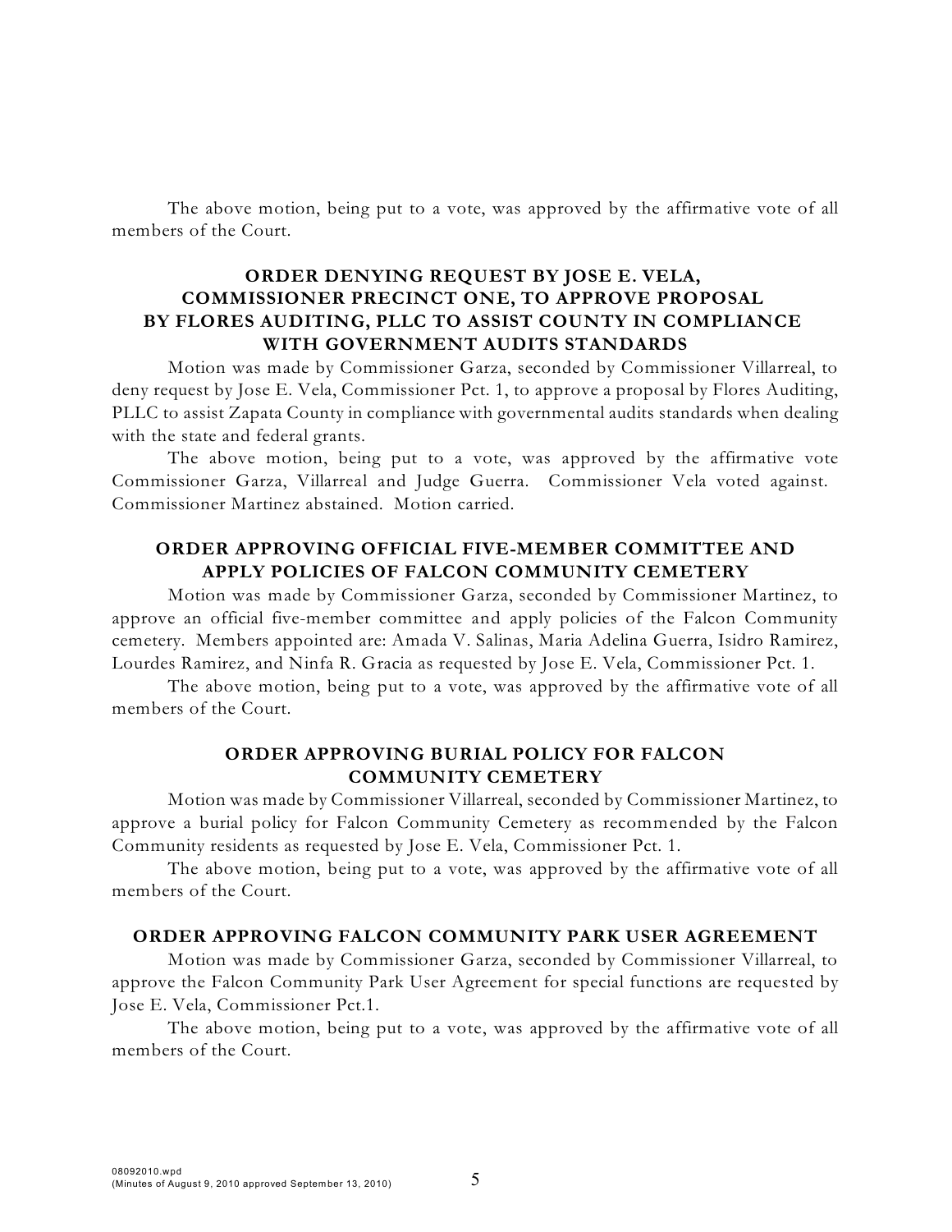The above motion, being put to a vote, was approved by the affirmative vote of all members of the Court.

## ORDER DENYING REQUEST BY JOSE E. VELA, COMMISSIONER PRECINCT ONE, TO APPROVE PROPOSAL BY FLORES AUDITING, PLLC TO ASSIST COUNTY IN COMPLIANCE WITH GOVERNMENT AUDITS STANDARDS

Motion was made by Commissioner Garza, seconded by Commissioner Villarreal, to deny request by Jose E. Vela, Commissioner Pct. 1, to approve a proposal by Flores Auditing, PLLC to assist Zapata County in compliance with governmental audits standards when dealing with the state and federal grants.

The above motion, being put to a vote, was approved by the affirmative vote Commissioner Garza, Villarreal and Judge Guerra. Commissioner Vela voted against. Commissioner Martinez abstained. Motion carried.

## ORDER APPROVING OFFICIAL FIVE-MEMBER COMMITTEE AND APPLY POLICIES OF FALCON COMMUNITY CEMETERY

Motion was made by Commissioner Garza, seconded by Commissioner Martinez, to approve an official five-member committee and apply policies of the Falcon Community cemetery. Members appointed are: Amada V. Salinas, Maria Adelina Guerra, Isidro Ramirez, Lourdes Ramirez, and Ninfa R. Gracia as requested by Jose E. Vela, Commissioner Pct. 1.

The above motion, being put to a vote, was approved by the affirmative vote of all members of the Court.

## ORDER APPROVING BURIAL POLICY FOR FALCON COMMUNITY CEMETERY

Motion was made by Commissioner Villarreal, seconded by Commissioner Martinez, to approve a burial policy for Falcon Community Cemetery as recommended by the Falcon Community residents as requested by Jose E. Vela, Commissioner Pct. 1.

The above motion, being put to a vote, was approved by the affirmative vote of all members of the Court.

## ORDER APPROVING FALCON COMMUNITY PARK USER AGREEMENT

Motion was made by Commissioner Garza, seconded by Commissioner Villarreal, to approve the Falcon Community Park User Agreement for special functions are requested by Jose E. Vela, Commissioner Pct.1.

The above motion, being put to a vote, was approved by the affirmative vote of all members of the Court.

08092010.wpd
(Minutes of August 9, 2010 approved September 13, 2010)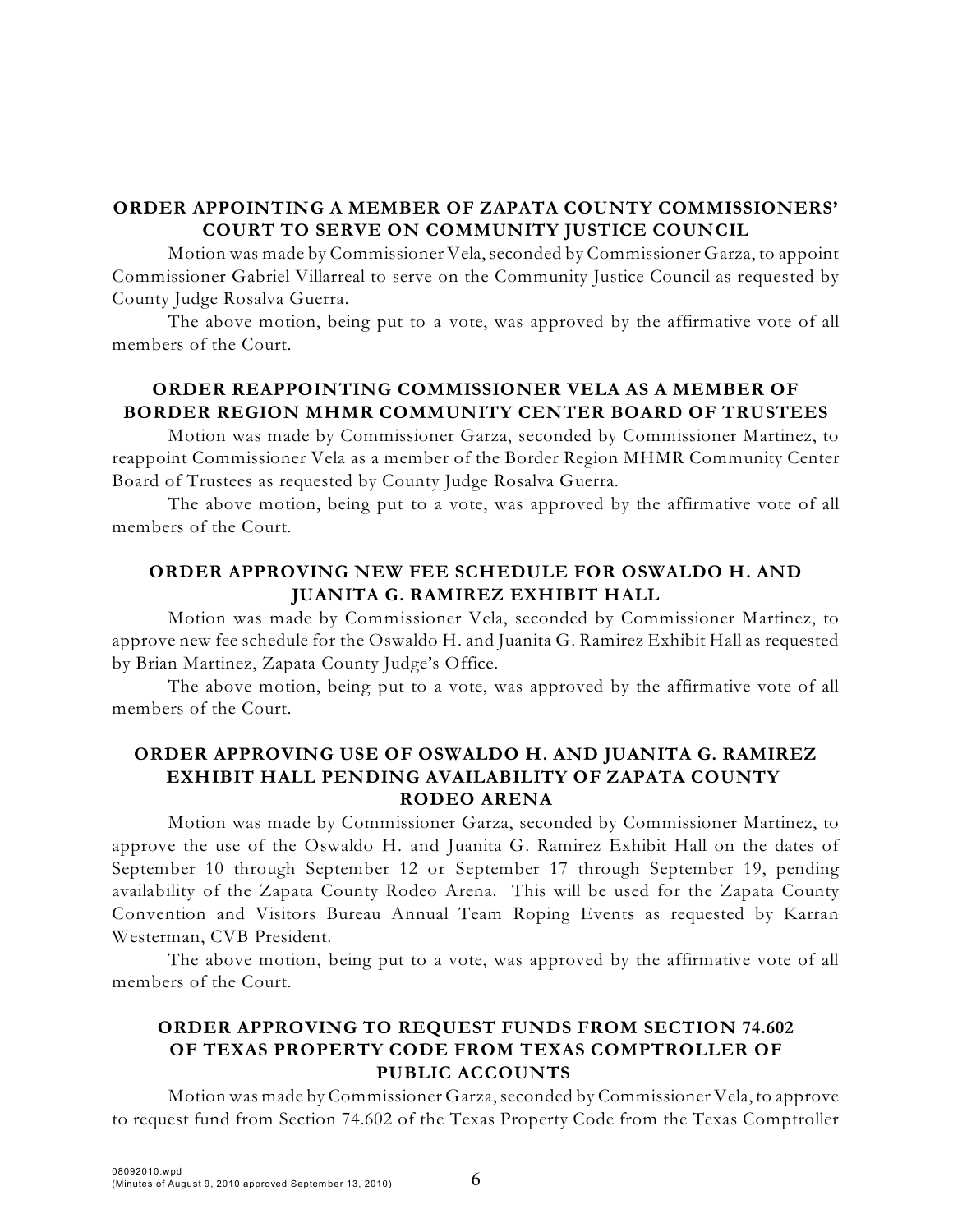### ORDER APPOINTING A MEMBER OF ZAPATA COUNTY COMMISSIONERS' COURT TO SERVE ON COMMUNITY JUSTICE COUNCIL

Motion was made by Commissioner Vela, seconded by Commissioner Garza, to appoint Commissioner Gabriel Villarreal to serve on the Community Justice Council as requested by County Judge Rosalva Guerra.

The above motion, being put to a vote, was approved by the affirmative vote of all members of the Court.

### ORDER REAPPOINTING COMMISSIONER VELA AS A MEMBER OF BORDER REGION MHMR COMMUNITY CENTER BOARD OF TRUSTEES

Motion was made by Commissioner Garza, seconded by Commissioner Martinez, to reappoint Commissioner Vela as a member of the Border Region MHMR Community Center Board of Trustees as requested by County Judge Rosalva Guerra.

The above motion, being put to a vote, was approved by the affirmative vote of all members of the Court.

### ORDER APPROVING NEW FEE SCHEDULE FOR OSWALDO H. AND JUANITA G. RAMIREZ EXHIBIT HALL

Motion was made by Commissioner Vela, seconded by Commissioner Martinez, to approve new fee schedule for the Oswaldo H. and Juanita G. Ramirez Exhibit Hall as requested by Brian Martinez, Zapata County Judge's Office.

The above motion, being put to a vote, was approved by the affirmative vote of all members of the Court.

### ORDER APPROVING USE OF OSWALDO H. AND JUANITA G. RAMIREZ EXHIBIT HALL PENDING AVAILABILITY OF ZAPATA COUNTY RODEO ARENA

Motion was made by Commissioner Garza, seconded by Commissioner Martinez, to approve the use of the Oswaldo H. and Juanita G. Ramirez Exhibit Hall on the dates of September 10 through September 12 or September 17 through September 19, pending availability of the Zapata County Rodeo Arena. This will be used for the Zapata County Convention and Visitors Bureau Annual Team Roping Events as requested by Karran Westerman, CVB President.

The above motion, being put to a vote, was approved by the affirmative vote of all members of the Court.

### ORDER APPROVING TO REQUEST FUNDS FROM SECTION 74.602 OF TEXAS PROPERTY CODE FROM TEXAS COMPTROLLER OF PUBLIC ACCOUNTS

Motion was made by Commissioner Garza, seconded by Commissioner Vela, to approve to request fund from Section 74.602 of the Texas Property Code from the Texas Comptroller

08092010.wpd
(Minutes of August 9, 2010 approved September 13, 2010)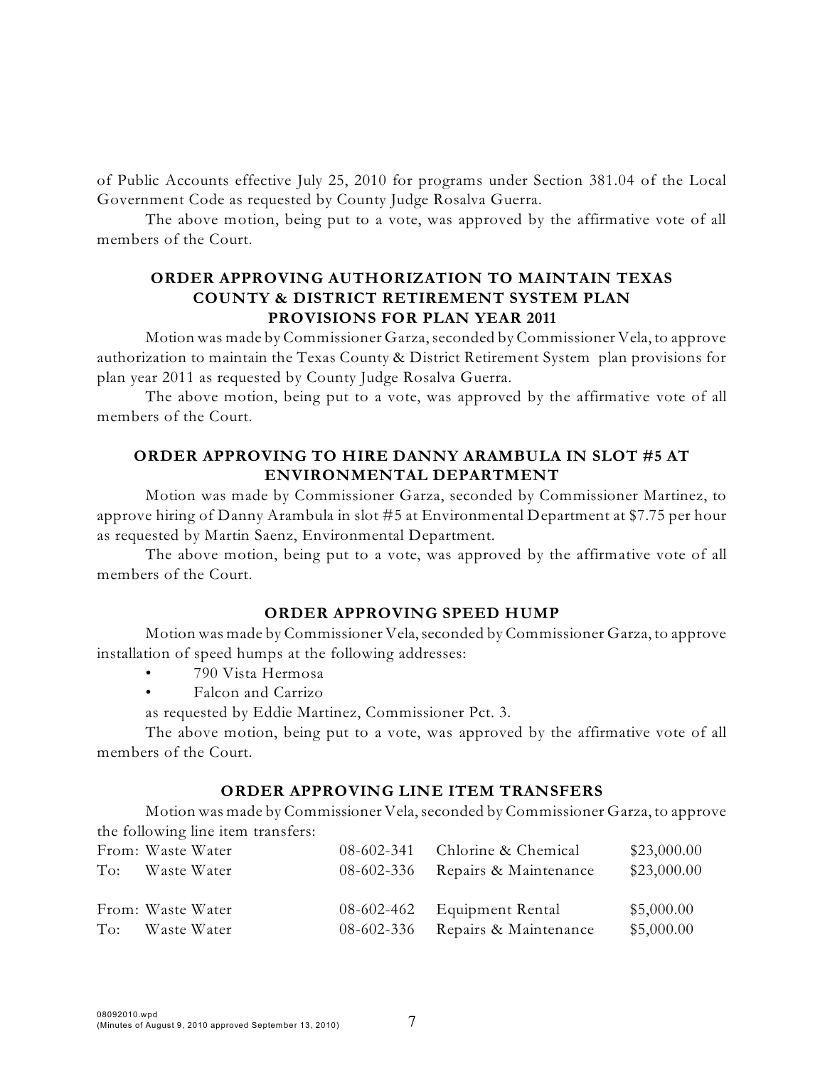of Public Accounts effective July 25, 2010 for programs under Section 381.04 of the Local Government Code as requested by County Judge Rosalva Guerra.

The above motion, being put to a vote, was approved by the affirmative vote of all members of the Court.

### ORDER APPROVING AUTHORIZATION TO MAINTAIN TEXAS COUNTY & DISTRICT RETIREMENT SYSTEM PLAN PROVISIONS FOR PLAN YEAR 2011

Motion was made by Commissioner Garza, seconded by Commissioner Vela, to approve authorization to maintain the Texas County & District Retirement System plan provisions for plan year 2011 as requested by County Judge Rosalva Guerra.

The above motion, being put to a vote, was approved by the affirmative vote of all members of the Court.

### ORDER APPROVING TO HIRE DANNY ARAMBULA IN SLOT #5 AT ENVIRONMENTAL DEPARTMENT

Motion was made by Commissioner Garza, seconded by Commissioner Martinez, to approve hiring of Danny Arambula in slot #5 at Environmental Department at $7.75 per hour as requested by Martin Saenz, Environmental Department.

The above motion, being put to a vote, was approved by the affirmative vote of all members of the Court.

### ORDER APPROVING SPEED HUMP

Motion was made by Commissioner Vela, seconded by Commissioner Garza, to approve installation of speed humps at the following addresses:

- 790 Vista Hermosa
- Falcon and Carrizo

as requested by Eddie Martinez, Commissioner Pct. 3.

The above motion, being put to a vote, was approved by the affirmative vote of all members of the Court.

### ORDER APPROVING LINE ITEM TRANSFERS

Motion was made by Commissioner Vela, seconded by Commissioner Garza, to approve the following line item transfers:

| | | | | |
|---|---|---|---|---|
| From: | Waste Water | 08-602-341 | Chlorine & Chemical | $23,000.00 |
| To: | Waste Water | 08-602-336 | Repairs & Maintenance | $23,000.00 |
| | | | | |
| From: | Waste Water | 08-602-462 | Equipment Rental | $5,000.00 |
| To: | Waste Water | 08-602-336 | Repairs & Maintenance | $5,000.00 |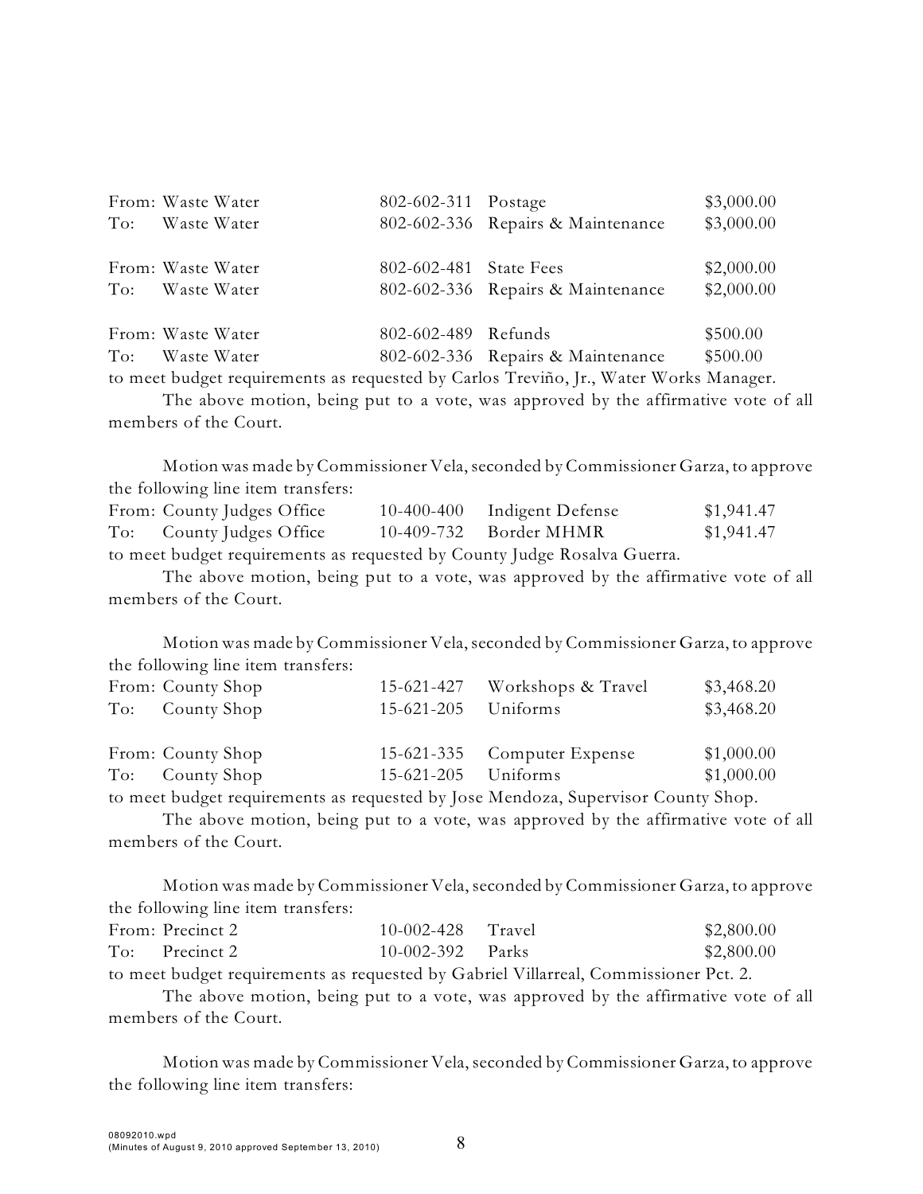| | | | | |
|---|---|---|---|---|
| From: | Waste Water | 802-602-311 | Postage | \$3,000.00 |
| To: | Waste Water | 802-602-336 | Repairs & Maintenance | \$3,000.00 |
| | | | | |
| From: | Waste Water | 802-602-481 | State Fees | \$2,000.00 |
| To: | Waste Water | 802-602-336 | Repairs & Maintenance | \$2,000.00 |
| | | | | |
| From: | Waste Water | 802-602-489 | Refunds | \$500.00 |
| To: | Waste Water | 802-602-336 | Repairs & Maintenance | \$500.00 |

to meet budget requirements as requested by Carlos Treviño, Jr., Water Works Manager.

The above motion, being put to a vote, was approved by the affirmative vote of all members of the Court.

Motion was made by Commissioner Vela, seconded by Commissioner Garza, to approve the following line item transfers:

| | | | | |
|---|---|---|---|---|
| From: | County Judges Office | 10-400-400 | Indigent Defense | \$1,941.47 |
| To: | County Judges Office | 10-409-732 | Border MHMR | \$1,941.47 |

to meet budget requirements as requested by County Judge Rosalva Guerra.

The above motion, being put to a vote, was approved by the affirmative vote of all members of the Court.

Motion was made by Commissioner Vela, seconded by Commissioner Garza, to approve the following line item transfers:

| | | | | |
|---|---|---|---|---|
| From: | County Shop | 15-621-427 | Workshops & Travel | \$3,468.20 |
| To: | County Shop | 15-621-205 | Uniforms | \$3,468.20 |
| | | | | |
| From: | County Shop | 15-621-335 | Computer Expense | \$1,000.00 |
| To: | County Shop | 15-621-205 | Uniforms | \$1,000.00 |

to meet budget requirements as requested by Jose Mendoza, Supervisor County Shop.

The above motion, being put to a vote, was approved by the affirmative vote of all members of the Court.

Motion was made by Commissioner Vela, seconded by Commissioner Garza, to approve the following line item transfers:

| | | | | |
|---|---|---|---|---|
| From: | Precinct 2 | 10-002-428 | Travel | \$2,800.00 |
| To: | Precinct 2 | 10-002-392 | Parks | \$2,800.00 |

to meet budget requirements as requested by Gabriel Villarreal, Commissioner Pct. 2.

The above motion, being put to a vote, was approved by the affirmative vote of all members of the Court.

Motion was made by Commissioner Vela, seconded by Commissioner Garza, to approve the following line item transfers: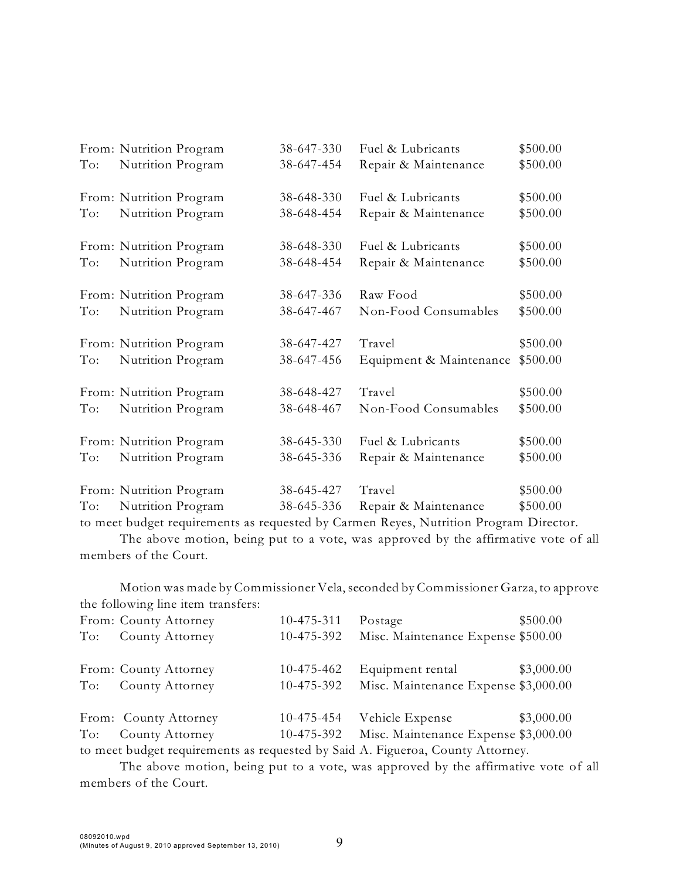| | | | | |
|---|---|---|---|---|
| From: | Nutrition Program | 38-647-330 | Fuel & Lubricants | $500.00 |
| To: | Nutrition Program | 38-647-454 | Repair & Maintenance | $500.00 |
| | | | | |
| From: | Nutrition Program | 38-648-330 | Fuel & Lubricants | $500.00 |
| To: | Nutrition Program | 38-648-454 | Repair & Maintenance | $500.00 |
| | | | | |
| From: | Nutrition Program | 38-648-330 | Fuel & Lubricants | $500.00 |
| To: | Nutrition Program | 38-648-454 | Repair & Maintenance | $500.00 |
| | | | | |
| From: | Nutrition Program | 38-647-336 | Raw Food | $500.00 |
| To: | Nutrition Program | 38-647-467 | Non-Food Consumables | $500.00 |
| | | | | |
| From: | Nutrition Program | 38-647-427 | Travel | $500.00 |
| To: | Nutrition Program | 38-647-456 | Equipment & Maintenance | $500.00 |
| | | | | |
| From: | Nutrition Program | 38-648-427 | Travel | $500.00 |
| To: | Nutrition Program | 38-648-467 | Non-Food Consumables | $500.00 |
| | | | | |
| From: | Nutrition Program | 38-645-330 | Fuel & Lubricants | $500.00 |
| To: | Nutrition Program | 38-645-336 | Repair & Maintenance | $500.00 |
| | | | | |
| From: | Nutrition Program | 38-645-427 | Travel | $500.00 |
| To: | Nutrition Program | 38-645-336 | Repair & Maintenance | $500.00 |

to meet budget requirements as requested by Carmen Reyes, Nutrition Program Director.

The above motion, being put to a vote, was approved by the affirmative vote of all members of the Court.

Motion was made by Commissioner Vela, seconded by Commissioner Garza, to approve the following line item transfers:

| | | | | |
|---|---|---|---|---|
| From: | County Attorney | 10-475-311 | Postage | $500.00 |
| To: | County Attorney | 10-475-392 | Misc. Maintenance Expense | $500.00 |
| | | | | |
| From: | County Attorney | 10-475-462 | Equipment rental | $3,000.00 |
| To: | County Attorney | 10-475-392 | Misc. Maintenance Expense | $3,000.00 |
| | | | | |
| From: | County Attorney | 10-475-454 | Vehicle Expense | $3,000.00 |
| To: | County Attorney | 10-475-392 | Misc. Maintenance Expense | $3,000.00 |

to meet budget requirements as requested by Said A. Figueroa, County Attorney.

The above motion, being put to a vote, was approved by the affirmative vote of all members of the Court.

08092010.wpd
(Minutes of August 9, 2010 approved September 13, 2010)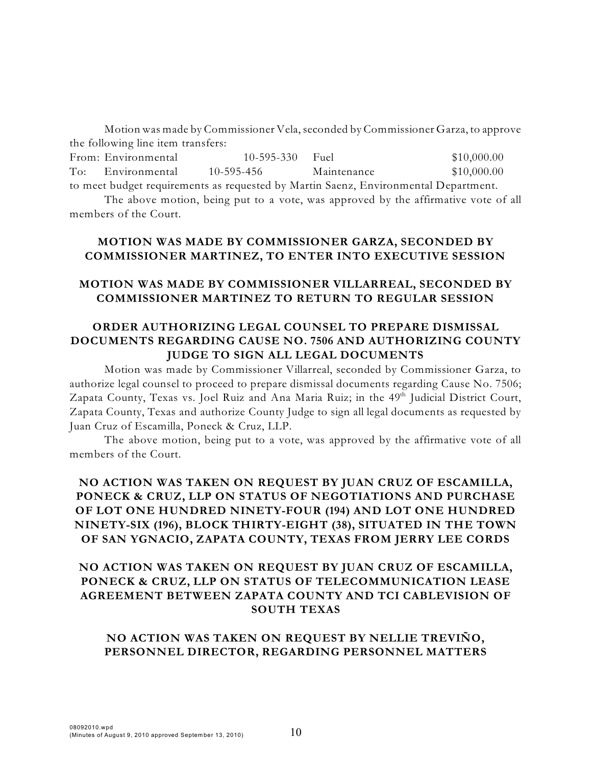Motion was made by Commissioner Vela, seconded by Commissioner Garza, to approve the following line item transfers:

| | | | | |
|---|---|---|---|---|
| From: | Environmental | 10-595-330 | Fuel | \$10,000.00 |
| To: | Environmental | 10-595-456 | Maintenance | \$10,000.00 |

to meet budget requirements as requested by Martin Saenz, Environmental Department.

The above motion, being put to a vote, was approved by the affirmative vote of all members of the Court.

**MOTION WAS MADE BY COMMISSIONER GARZA, SECONDED BY COMMISSIONER MARTINEZ, TO ENTER INTO EXECUTIVE SESSION**

**MOTION WAS MADE BY COMMISSIONER VILLARREAL, SECONDED BY COMMISSIONER MARTINEZ TO RETURN TO REGULAR SESSION**

**ORDER AUTHORIZING LEGAL COUNSEL TO PREPARE DISMISSAL DOCUMENTS REGARDING CAUSE NO. 7506 AND AUTHORIZING COUNTY JUDGE TO SIGN ALL LEGAL DOCUMENTS**

Motion was made by Commissioner Villarreal, seconded by Commissioner Garza, to authorize legal counsel to proceed to prepare dismissal documents regarding Cause No. 7506; Zapata County, Texas vs. Joel Ruiz and Ana Maria Ruiz; in the 49th Judicial District Court, Zapata County, Texas and authorize County Judge to sign all legal documents as requested by Juan Cruz of Escamilla, Poneck & Cruz, LLP.

The above motion, being put to a vote, was approved by the affirmative vote of all members of the Court.

**NO ACTION WAS TAKEN ON REQUEST BY JUAN CRUZ OF ESCAMILLA, PONECK & CRUZ, LLP ON STATUS OF NEGOTIATIONS AND PURCHASE OF LOT ONE HUNDRED NINETY-FOUR (194) AND LOT ONE HUNDRED NINETY-SIX (196), BLOCK THIRTY-EIGHT (38), SITUATED IN THE TOWN OF SAN YGNACIO, ZAPATA COUNTY, TEXAS FROM JERRY LEE CORDS**

**NO ACTION WAS TAKEN ON REQUEST BY JUAN CRUZ OF ESCAMILLA, PONECK & CRUZ, LLP ON STATUS OF TELECOMMUNICATION LEASE AGREEMENT BETWEEN ZAPATA COUNTY AND TCI CABLEVISION OF SOUTH TEXAS**

**NO ACTION WAS TAKEN ON REQUEST BY NELLIE TREVIÑO, PERSONNEL DIRECTOR, REGARDING PERSONNEL MATTERS**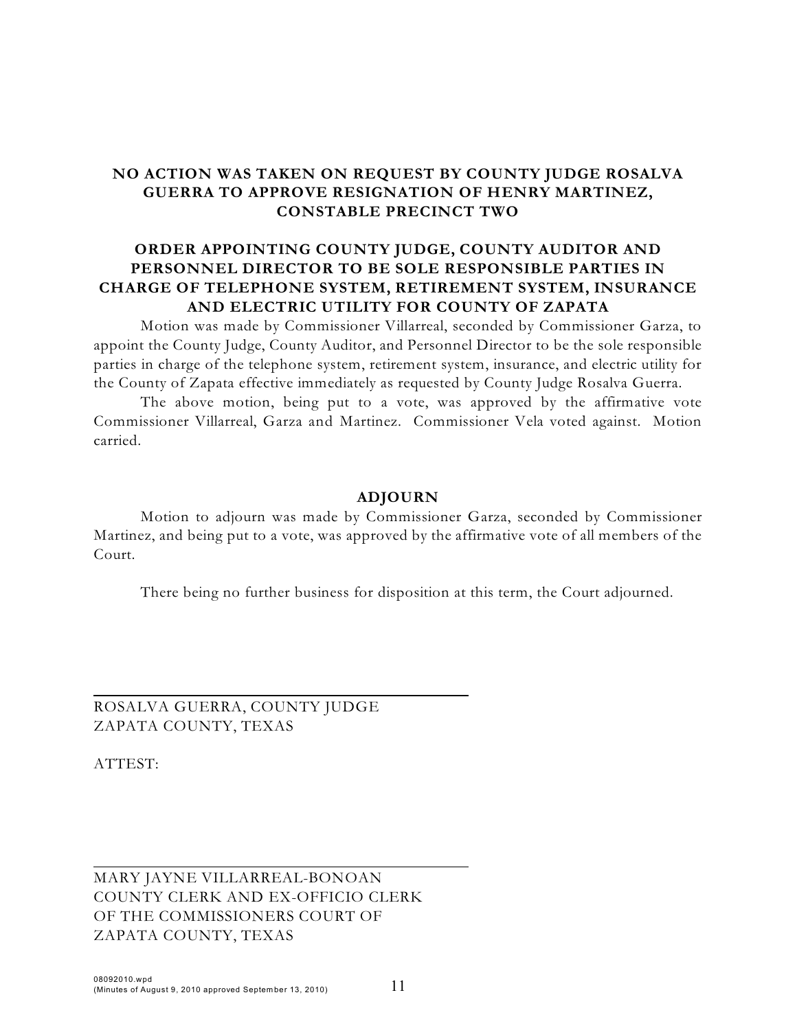**NO ACTION WAS TAKEN ON REQUEST BY COUNTY JUDGE ROSALVA GUERRA TO APPROVE RESIGNATION OF HENRY MARTINEZ, CONSTABLE PRECINCT TWO**

**ORDER APPOINTING COUNTY JUDGE, COUNTY AUDITOR AND PERSONNEL DIRECTOR TO BE SOLE RESPONSIBLE PARTIES IN CHARGE OF TELEPHONE SYSTEM, RETIREMENT SYSTEM, INSURANCE AND ELECTRIC UTILITY FOR COUNTY OF ZAPATA**

Motion was made by Commissioner Villarreal, seconded by Commissioner Garza, to appoint the County Judge, County Auditor, and Personnel Director to be the sole responsible parties in charge of the telephone system, retirement system, insurance, and electric utility for the County of Zapata effective immediately as requested by County Judge Rosalva Guerra.

The above motion, being put to a vote, was approved by the affirmative vote Commissioner Villarreal, Garza and Martinez. Commissioner Vela voted against. Motion carried.

**ADJOURN**

Motion to adjourn was made by Commissioner Garza, seconded by Commissioner Martinez, and being put to a vote, was approved by the affirmative vote of all members of the Court.

There being no further business for disposition at this term, the Court adjourned.

ROSALVA GUERRA, COUNTY JUDGE
ZAPATA COUNTY, TEXAS

ATTEST:

MARY JAYNE VILLARREAL-BONOAN
COUNTY CLERK AND EX-OFFICIO CLERK
OF THE COMMISSIONERS COURT OF
ZAPATA COUNTY, TEXAS

08092010.wpd
(Minutes of August 9, 2010 approved September 13, 2010)